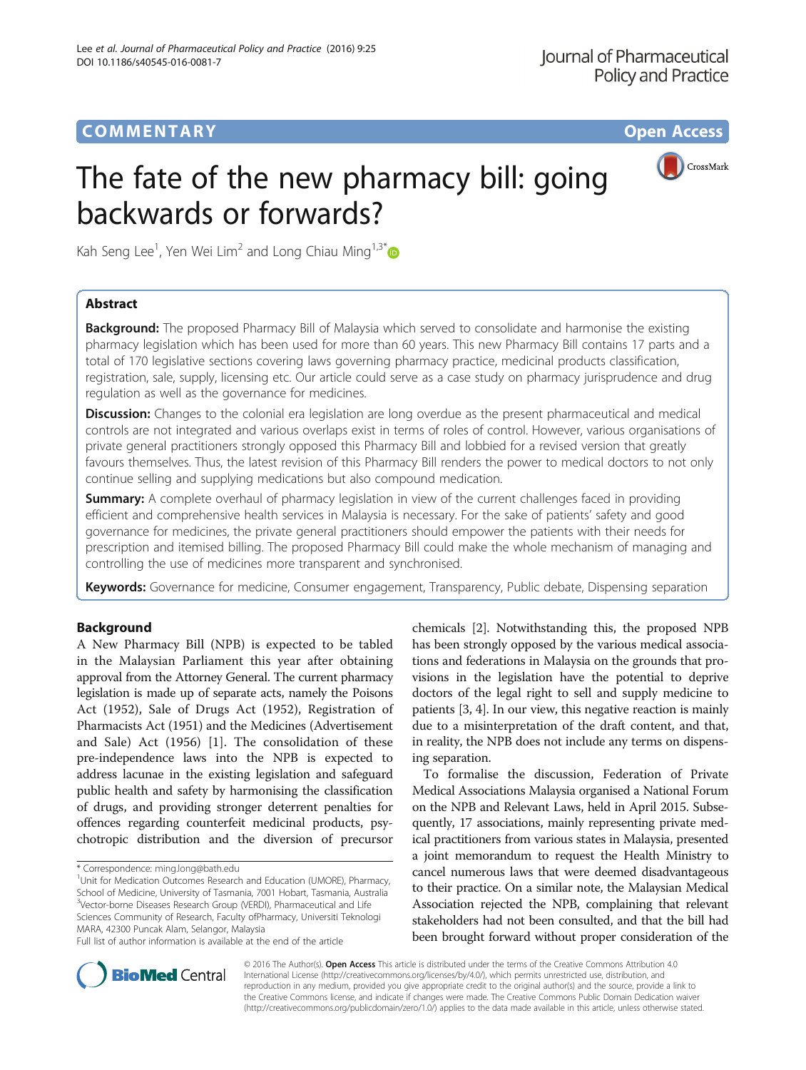COMMENTARY

Open Access

# The fate of the new pharmacy bill: going backwards or forwards?

Kah Seng Lee[1], Yen Wei Lim[2] and Long Chiau Ming[1,3*]

## Abstract

**Background:** The proposed Pharmacy Bill of Malaysia which served to consolidate and harmonise the existing pharmacy legislation which has been used for more than 60 years. This new Pharmacy Bill contains 17 parts and a total of 170 legislative sections covering laws governing pharmacy practice, medicinal products classification, registration, sale, supply, licensing etc. Our article could serve as a case study on pharmacy jurisprudence and drug regulation as well as the governance for medicines.

**Discussion:** Changes to the colonial era legislation are long overdue as the present pharmaceutical and medical controls are not integrated and various overlaps exist in terms of roles of control. However, various organisations of private general practitioners strongly opposed this Pharmacy Bill and lobbied for a revised version that greatly favours themselves. Thus, the latest revision of this Pharmacy Bill renders the power to medical doctors to not only continue selling and supplying medications but also compound medication.

**Summary:** A complete overhaul of pharmacy legislation in view of the current challenges faced in providing efficient and comprehensive health services in Malaysia is necessary. For the sake of patients' safety and good governance for medicines, the private general practitioners should empower the patients with their needs for prescription and itemised billing. The proposed Pharmacy Bill could make the whole mechanism of managing and controlling the use of medicines more transparent and synchronised.

**Keywords:** Governance for medicine, Consumer engagement, Transparency, Public debate, Dispensing separation

## Background

A New Pharmacy Bill (NPB) is expected to be tabled in the Malaysian Parliament this year after obtaining approval from the Attorney General. The current pharmacy legislation is made up of separate acts, namely the Poisons Act (1952), Sale of Drugs Act (1952), Registration of Pharmacists Act (1951) and the Medicines (Advertisement and Sale) Act (1956) [1]. The consolidation of these pre-independence laws into the NPB is expected to address lacunae in the existing legislation and safeguard public health and safety by harmonising the classification of drugs, and providing stronger deterrent penalties for offences regarding counterfeit medicinal products, psychotropic distribution and the diversion of precursor chemicals [2]. Notwithstanding this, the proposed NPB has been strongly opposed by the various medical associations and federations in Malaysia on the grounds that provisions in the legislation have the potential to deprive doctors of the legal right to sell and supply medicine to patients [3, 4]. In our view, this negative reaction is mainly due to a misinterpretation of the draft content, and that, in reality, the NPB does not include any terms on dispensing separation.

To formalise the discussion, Federation of Private Medical Associations Malaysia organised a National Forum on the NPB and Relevant Laws, held in April 2015. Subsequently, 17 associations, mainly representing private medical practitioners from various states in Malaysia, presented a joint memorandum to request the Health Ministry to cancel numerous laws that were deemed disadvantageous to their practice. On a similar note, the Malaysian Medical Association rejected the NPB, complaining that relevant stakeholders had not been consulted, and that the bill had been brought forward without proper consideration of the

\* Correspondence: ming.long@bath.edu
[1]Unit for Medication Outcomes Research and Education (UMORE), Pharmacy, School of Medicine, University of Tasmania, 7001 Hobart, Tasmania, Australia
[3]Vector-borne Diseases Research Group (VERDI), Pharmaceutical and Life Sciences Community of Research, Faculty ofPharmacy, Universiti Teknologi MARA, 42300 Puncak Alam, Selangor, Malaysia
Full list of author information is available at the end of the article

© 2016 The Author(s). **Open Access** This article is distributed under the terms of the Creative Commons Attribution 4.0 International License (http://creativecommons.org/licenses/by/4.0/), which permits unrestricted use, distribution, and reproduction in any medium, provided you give appropriate credit to the original author(s) and the source, provide a link to the Creative Commons license, and indicate if changes were made. The Creative Commons Public Domain Dedication waiver (http://creativecommons.org/publicdomain/zero/1.0/) applies to the data made available in this article, unless otherwise stated.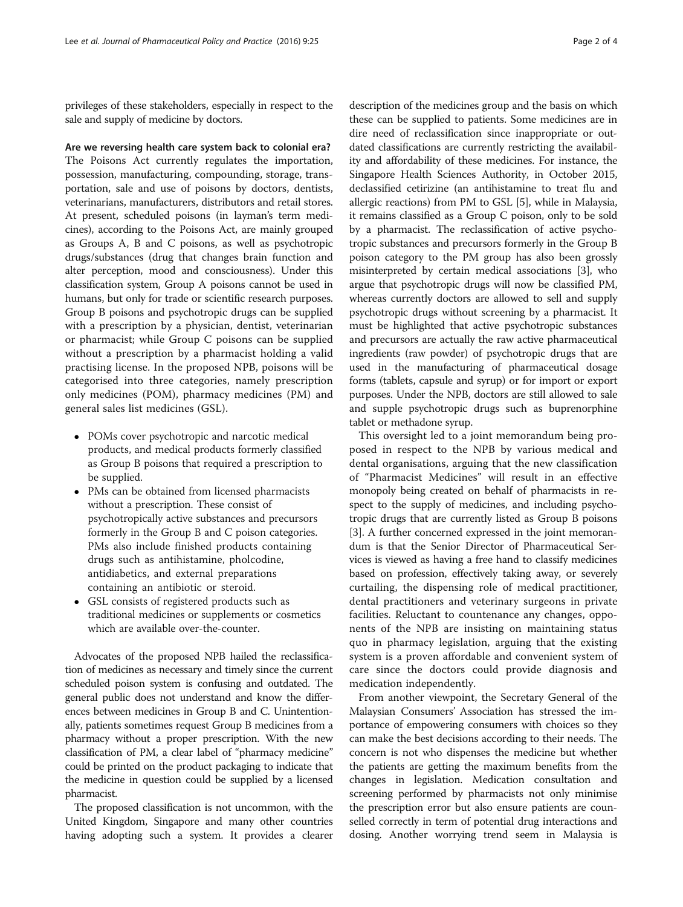privileges of these stakeholders, especially in respect to the sale and supply of medicine by doctors.

### Are we reversing health care system back to colonial era?

The Poisons Act currently regulates the importation, possession, manufacturing, compounding, storage, transportation, sale and use of poisons by doctors, dentists, veterinarians, manufacturers, distributors and retail stores. At present, scheduled poisons (in layman's term medicines), according to the Poisons Act, are mainly grouped as Groups A, B and C poisons, as well as psychotropic drugs/substances (drug that changes brain function and alter perception, mood and consciousness). Under this classification system, Group A poisons cannot be used in humans, but only for trade or scientific research purposes. Group B poisons and psychotropic drugs can be supplied with a prescription by a physician, dentist, veterinarian or pharmacist; while Group C poisons can be supplied without a prescription by a pharmacist holding a valid practising license. In the proposed NPB, poisons will be categorised into three categories, namely prescription only medicines (POM), pharmacy medicines (PM) and general sales list medicines (GSL).

- POMs cover psychotropic and narcotic medical products, and medical products formerly classified as Group B poisons that required a prescription to be supplied.
- PMs can be obtained from licensed pharmacists without a prescription. These consist of psychotropically active substances and precursors formerly in the Group B and C poison categories. PMs also include finished products containing drugs such as antihistamine, pholcodine, antidiabetics, and external preparations containing an antibiotic or steroid.
- GSL consists of registered products such as traditional medicines or supplements or cosmetics which are available over-the-counter.

Advocates of the proposed NPB hailed the reclassification of medicines as necessary and timely since the current scheduled poison system is confusing and outdated. The general public does not understand and know the differences between medicines in Group B and C. Unintentionally, patients sometimes request Group B medicines from a pharmacy without a proper prescription. With the new classification of PM, a clear label of "pharmacy medicine" could be printed on the product packaging to indicate that the medicine in question could be supplied by a licensed pharmacist.

The proposed classification is not uncommon, with the United Kingdom, Singapore and many other countries having adopting such a system. It provides a clearer description of the medicines group and the basis on which these can be supplied to patients. Some medicines are in dire need of reclassification since inappropriate or outdated classifications are currently restricting the availability and affordability of these medicines. For instance, the Singapore Health Sciences Authority, in October 2015, declassified cetirizine (an antihistamine to treat flu and allergic reactions) from PM to GSL [5], while in Malaysia, it remains classified as a Group C poison, only to be sold by a pharmacist. The reclassification of active psychotropic substances and precursors formerly in the Group B poison category to the PM group has also been grossly misinterpreted by certain medical associations [3], who argue that psychotropic drugs will now be classified PM, whereas currently doctors are allowed to sell and supply psychotropic drugs without screening by a pharmacist. It must be highlighted that active psychotropic substances and precursors are actually the raw active pharmaceutical ingredients (raw powder) of psychotropic drugs that are used in the manufacturing of pharmaceutical dosage forms (tablets, capsule and syrup) or for import or export purposes. Under the NPB, doctors are still allowed to sale and supple psychotropic drugs such as buprenorphine tablet or methadone syrup.

This oversight led to a joint memorandum being proposed in respect to the NPB by various medical and dental organisations, arguing that the new classification of "Pharmacist Medicines" will result in an effective monopoly being created on behalf of pharmacists in respect to the supply of medicines, and including psychotropic drugs that are currently listed as Group B poisons [3]. A further concerned expressed in the joint memorandum is that the Senior Director of Pharmaceutical Services is viewed as having a free hand to classify medicines based on profession, effectively taking away, or severely curtailing, the dispensing role of medical practitioner, dental practitioners and veterinary surgeons in private facilities. Reluctant to countenance any changes, opponents of the NPB are insisting on maintaining status quo in pharmacy legislation, arguing that the existing system is a proven affordable and convenient system of care since the doctors could provide diagnosis and medication independently.

From another viewpoint, the Secretary General of the Malaysian Consumers' Association has stressed the importance of empowering consumers with choices so they can make the best decisions according to their needs. The concern is not who dispenses the medicine but whether the patients are getting the maximum benefits from the changes in legislation. Medication consultation and screening performed by pharmacists not only minimise the prescription error but also ensure patients are counselled correctly in term of potential drug interactions and dosing. Another worrying trend seem in Malaysia is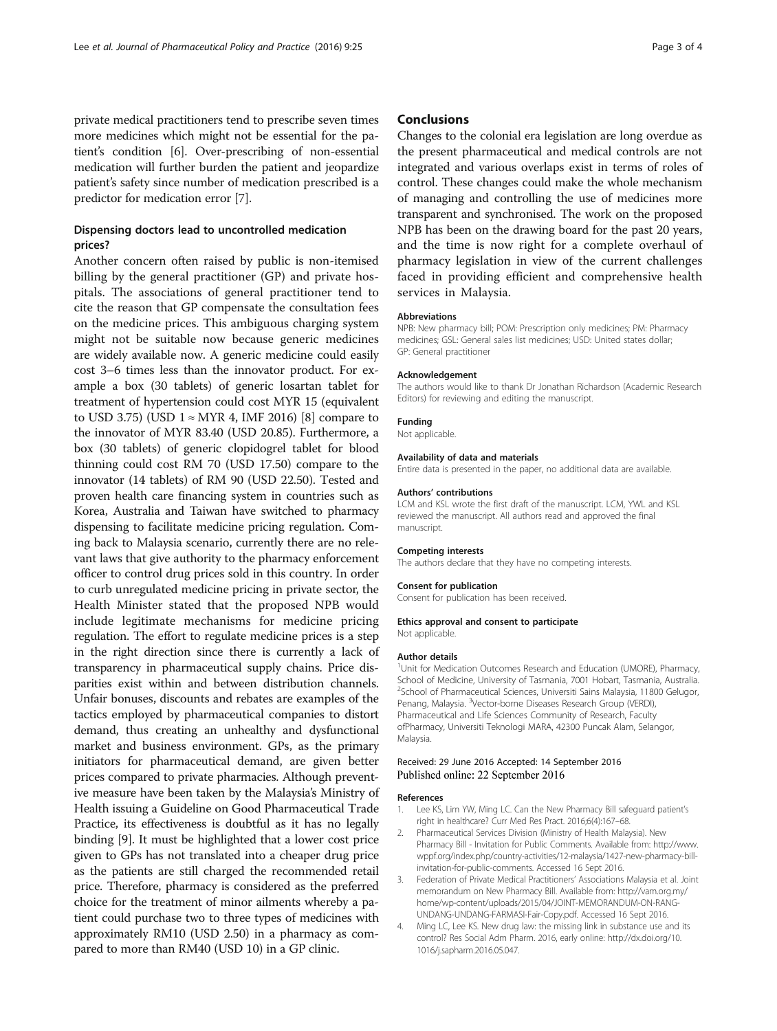private medical practitioners tend to prescribe seven times more medicines which might not be essential for the patient's condition [6]. Over-prescribing of non-essential medication will further burden the patient and jeopardize patient's safety since number of medication prescribed is a predictor for medication error [7].

### Dispensing doctors lead to uncontrolled medication prices?

Another concern often raised by public is non-itemised billing by the general practitioner (GP) and private hospitals. The associations of general practitioner tend to cite the reason that GP compensate the consultation fees on the medicine prices. This ambiguous charging system might not be suitable now because generic medicines are widely available now. A generic medicine could easily cost 3–6 times less than the innovator product. For example a box (30 tablets) of generic losartan tablet for treatment of hypertension could cost MYR 15 (equivalent to USD 3.75) (USD 1 ≈ MYR 4, IMF 2016) [8] compare to the innovator of MYR 83.40 (USD 20.85). Furthermore, a box (30 tablets) of generic clopidogrel tablet for blood thinning could cost RM 70 (USD 17.50) compare to the innovator (14 tablets) of RM 90 (USD 22.50). Tested and proven health care financing system in countries such as Korea, Australia and Taiwan have switched to pharmacy dispensing to facilitate medicine pricing regulation. Coming back to Malaysia scenario, currently there are no relevant laws that give authority to the pharmacy enforcement officer to control drug prices sold in this country. In order to curb unregulated medicine pricing in private sector, the Health Minister stated that the proposed NPB would include legitimate mechanisms for medicine pricing regulation. The effort to regulate medicine prices is a step in the right direction since there is currently a lack of transparency in pharmaceutical supply chains. Price disparities exist within and between distribution channels. Unfair bonuses, discounts and rebates are examples of the tactics employed by pharmaceutical companies to distort demand, thus creating an unhealthy and dysfunctional market and business environment. GPs, as the primary initiators for pharmaceutical demand, are given better prices compared to private pharmacies. Although preventive measure have been taken by the Malaysia's Ministry of Health issuing a Guideline on Good Pharmaceutical Trade Practice, its effectiveness is doubtful as it has no legally binding [9]. It must be highlighted that a lower cost price given to GPs has not translated into a cheaper drug price as the patients are still charged the recommended retail price. Therefore, pharmacy is considered as the preferred choice for the treatment of minor ailments whereby a patient could purchase two to three types of medicines with approximately RM10 (USD 2.50) in a pharmacy as compared to more than RM40 (USD 10) in a GP clinic.

## Conclusions

Changes to the colonial era legislation are long overdue as the present pharmaceutical and medical controls are not integrated and various overlaps exist in terms of roles of control. These changes could make the whole mechanism of managing and controlling the use of medicines more transparent and synchronised. The work on the proposed NPB has been on the drawing board for the past 20 years, and the time is now right for a complete overhaul of pharmacy legislation in view of the current challenges faced in providing efficient and comprehensive health services in Malaysia.

#### Abbreviations

NPB: New pharmacy bill; POM: Prescription only medicines; PM: Pharmacy medicines; GSL: General sales list medicines; USD: United states dollar; GP: General practitioner

#### Acknowledgement

The authors would like to thank Dr Jonathan Richardson (Academic Research Editors) for reviewing and editing the manuscript.

#### Funding

Not applicable.

#### Availability of data and materials

Entire data is presented in the paper, no additional data are available.

#### Authors' contributions

LCM and KSL wrote the first draft of the manuscript. LCM, YWL and KSL reviewed the manuscript. All authors read and approved the final manuscript.

#### Competing interests

The authors declare that they have no competing interests.

#### Consent for publication

Consent for publication has been received.

#### Ethics approval and consent to participate

Not applicable.

#### Author details

[1]Unit for Medication Outcomes Research and Education (UMORE), Pharmacy, School of Medicine, University of Tasmania, 7001 Hobart, Tasmania, Australia. [2]School of Pharmaceutical Sciences, Universiti Sains Malaysia, 11800 Gelugor, Penang, Malaysia. [3]Vector-borne Diseases Research Group (VERDI), Pharmaceutical and Life Sciences Community of Research, Faculty ofPharmacy, Universiti Teknologi MARA, 42300 Puncak Alam, Selangor, Malaysia.

Received: 29 June 2016 Accepted: 14 September 2016
Published online: 22 September 2016

#### References

1. Lee KS, Lim YW, Ming LC. Can the New Pharmacy Bill safeguard patient's right in healthcare? Curr Med Res Pract. 2016;6(4):167–68.
2. Pharmaceutical Services Division (Ministry of Health Malaysia). New Pharmacy Bill - Invitation for Public Comments. Available from: http://www.wppf.org/index.php/country-activities/12-malaysia/1427-new-pharmacy-bill-invitation-for-public-comments. Accessed 16 Sept 2016.
3. Federation of Private Medical Practitioners' Associations Malaysia et al. Joint memorandum on New Pharmacy Bill. Available from: http://vam.org.my/home/wp-content/uploads/2015/04/JOINT-MEMORANDUM-ON-RANG-UNDANG-UNDANG-FARMASI-Fair-Copy.pdf. Accessed 16 Sept 2016.
4. Ming LC, Lee KS. New drug law: the missing link in substance use and its control? Res Social Adm Pharm. 2016, early online: http://dx.doi.org/10.1016/j.sapharm.2016.05.047.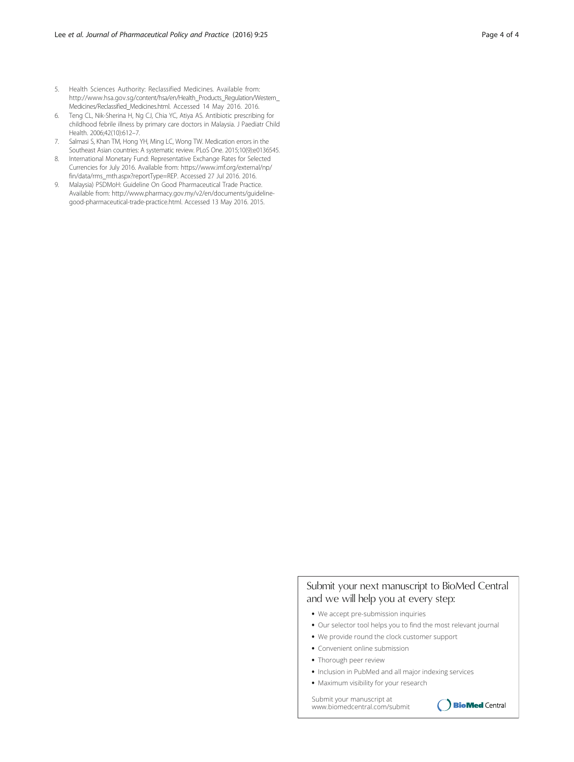5. Health Sciences Authority: Reclassified Medicines. Available from: http://www.hsa.gov.sg/content/hsa/en/Health_Products_Regulation/Western_Medicines/Reclassified_Medicines.html. Accessed 14 May 2016. 2016.
6. Teng CL, Nik-Sherina H, Ng CJ, Chia YC, Atiya AS. Antibiotic prescribing for childhood febrile illness by primary care doctors in Malaysia. J Paediatr Child Health. 2006;42(10):612–7.
7. Salmasi S, Khan TM, Hong YH, Ming LC, Wong TW. Medication errors in the Southeast Asian countries: A systematic review. PLoS One. 2015;10(9):e0136545.
8. International Monetary Fund: Representative Exchange Rates for Selected Currencies for July 2016. Available from: https://www.imf.org/external/np/fin/data/rms_mth.aspx?reportType=REP. Accessed 27 Jul 2016. 2016.
9. Malaysia) PSDMoH: Guideline On Good Pharmaceutical Trade Practice. Available from: http://www.pharmacy.gov.my/v2/en/documents/guideline-good-pharmaceutical-trade-practice.html. Accessed 13 May 2016. 2015.

Submit your next manuscript to BioMed Central and we will help you at every step:

- We accept pre-submission inquiries
- Our selector tool helps you to find the most relevant journal
- We provide round the clock customer support
- Convenient online submission
- Thorough peer review
- Inclusion in PubMed and all major indexing services
- Maximum visibility for your research

Submit your manuscript at www.biomedcentral.com/submit

BioMed Central